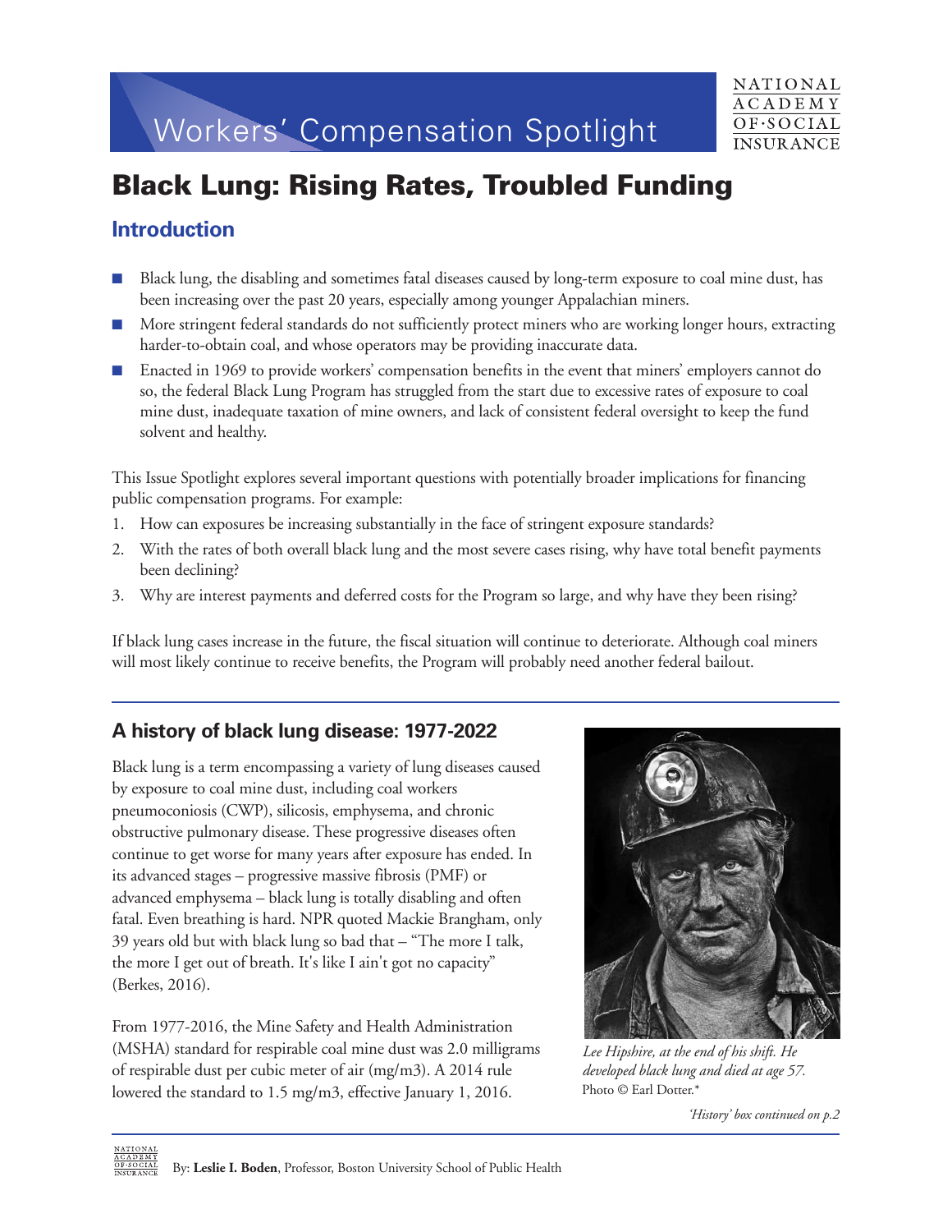Workers' Compensation Spotlight

NATIONAL ACADEMY OF·SOCIAL INSURANCE

# Black Lung: Rising Rates, Troubled Funding

## Introduction

- Black lung, the disabling and sometimes fatal diseases caused by long-term exposure to coal mine dust, has been increasing over the past 20 years, especially among younger Appalachian miners.
- More stringent federal standards do not sufficiently protect miners who are working longer hours, extracting harder-to-obtain coal, and whose operators may be providing inaccurate data.
- Enacted in 1969 to provide workers' compensation benefits in the event that miners' employers cannot do so, the federal Black Lung Program has struggled from the start due to excessive rates of exposure to coal mine dust, inadequate taxation of mine owners, and lack of consistent federal oversight to keep the fund solvent and healthy.

This Issue Spotlight explores several important questions with potentially broader implications for financing public compensation programs. For example:

1. How can exposures be increasing substantially in the face of stringent exposure standards?
2. With the rates of both overall black lung and the most severe cases rising, why have total benefit payments been declining?
3. Why are interest payments and deferred costs for the Program so large, and why have they been rising?

If black lung cases increase in the future, the fiscal situation will continue to deteriorate. Although coal miners will most likely continue to receive benefits, the Program will probably need another federal bailout.

## A history of black lung disease: 1977-2022

Black lung is a term encompassing a variety of lung diseases caused by exposure to coal mine dust, including coal workers pneumoconiosis (CWP), silicosis, emphysema, and chronic obstructive pulmonary disease. These progressive diseases often continue to get worse for many years after exposure has ended. In its advanced stages – progressive massive fibrosis (PMF) or advanced emphysema – black lung is totally disabling and often fatal. Even breathing is hard. NPR quoted Mackie Brangham, only 39 years old but with black lung so bad that – "The more I talk, the more I get out of breath. It's like I ain't got no capacity" (Berkes, 2016).

From 1977-2016, the Mine Safety and Health Administration (MSHA) standard for respirable coal mine dust was 2.0 milligrams of respirable dust per cubic meter of air (mg/m3). A 2014 rule lowered the standard to 1.5 mg/m3, effective January 1, 2016.

*Lee Hipshire, at the end of his shift. He developed black lung and died at age 57.* Photo © Earl Dotter.*

*'History' box continued on p.2*

By: **Leslie I. Boden**, Professor, Boston University School of Public Health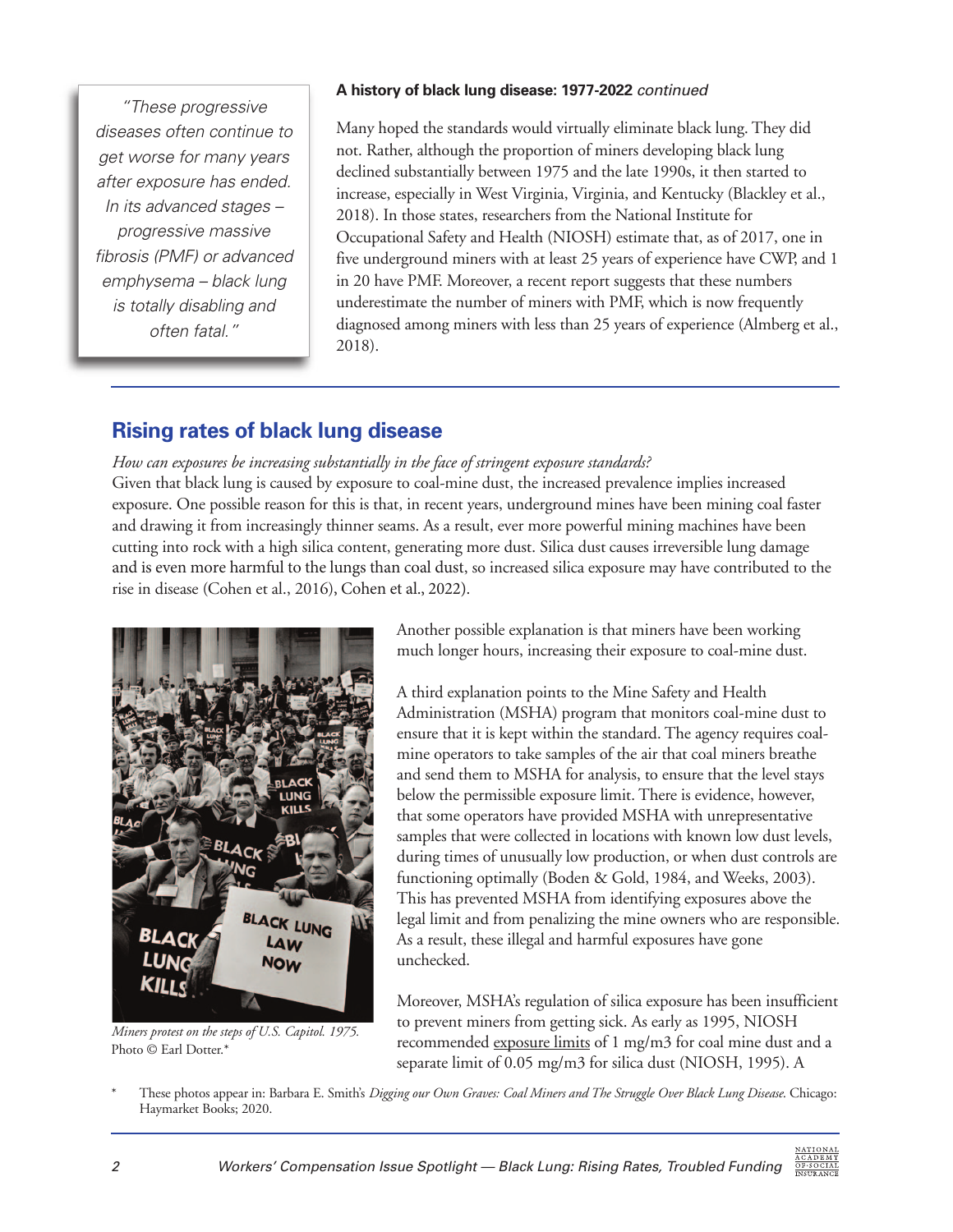> *"These progressive diseases often continue to get worse for many years after exposure has ended. In its advanced stages – progressive massive fibrosis (PMF) or advanced emphysema – black lung is totally disabling and often fatal."*

**A history of black lung disease: 1977-2022** *continued*

Many hoped the standards would virtually eliminate black lung. They did not. Rather, although the proportion of miners developing black lung declined substantially between 1975 and the late 1990s, it then started to increase, especially in West Virginia, Virginia, and Kentucky (Blackley et al., 2018). In those states, researchers from the National Institute for Occupational Safety and Health (NIOSH) estimate that, as of 2017, one in five underground miners with at least 25 years of experience have CWP, and 1 in 20 have PMF. Moreover, a recent report suggests that these numbers underestimate the number of miners with PMF, which is now frequently diagnosed among miners with less than 25 years of experience (Almberg et al., 2018).

## Rising rates of black lung disease

*How can exposures be increasing substantially in the face of stringent exposure standards?*

Given that black lung is caused by exposure to coal-mine dust, the increased prevalence implies increased exposure. One possible reason for this is that, in recent years, underground mines have been mining coal faster and drawing it from increasingly thinner seams. As a result, ever more powerful mining machines have been cutting into rock with a high silica content, generating more dust. Silica dust causes irreversible lung damage and is even more harmful to the lungs than coal dust, so increased silica exposure may have contributed to the rise in disease (Cohen et al., 2016), Cohen et al., 2022).

*Miners protest on the steps of U.S. Capitol. 1975.* Photo © Earl Dotter.*

Another possible explanation is that miners have been working much longer hours, increasing their exposure to coal-mine dust.

A third explanation points to the Mine Safety and Health Administration (MSHA) program that monitors coal-mine dust to ensure that it is kept within the standard. The agency requires coal-mine operators to take samples of the air that coal miners breathe and send them to MSHA for analysis, to ensure that the level stays below the permissible exposure limit. There is evidence, however, that some operators have provided MSHA with unrepresentative samples that were collected in locations with known low dust levels, during times of unusually low production, or when dust controls are functioning optimally (Boden & Gold, 1984, and Weeks, 2003). This has prevented MSHA from identifying exposures above the legal limit and from penalizing the mine owners who are responsible. As a result, these illegal and harmful exposures have gone unchecked.

Moreover, MSHA's regulation of silica exposure has been insufficient to prevent miners from getting sick. As early as 1995, NIOSH recommended exposure limits of 1 mg/m3 for coal mine dust and a separate limit of 0.05 mg/m3 for silica dust (NIOSH, 1995). A

\* These photos appear in: Barbara E. Smith's *Digging our Own Graves: Coal Miners and The Struggle Over Black Lung Disease*. Chicago: Haymarket Books; 2020.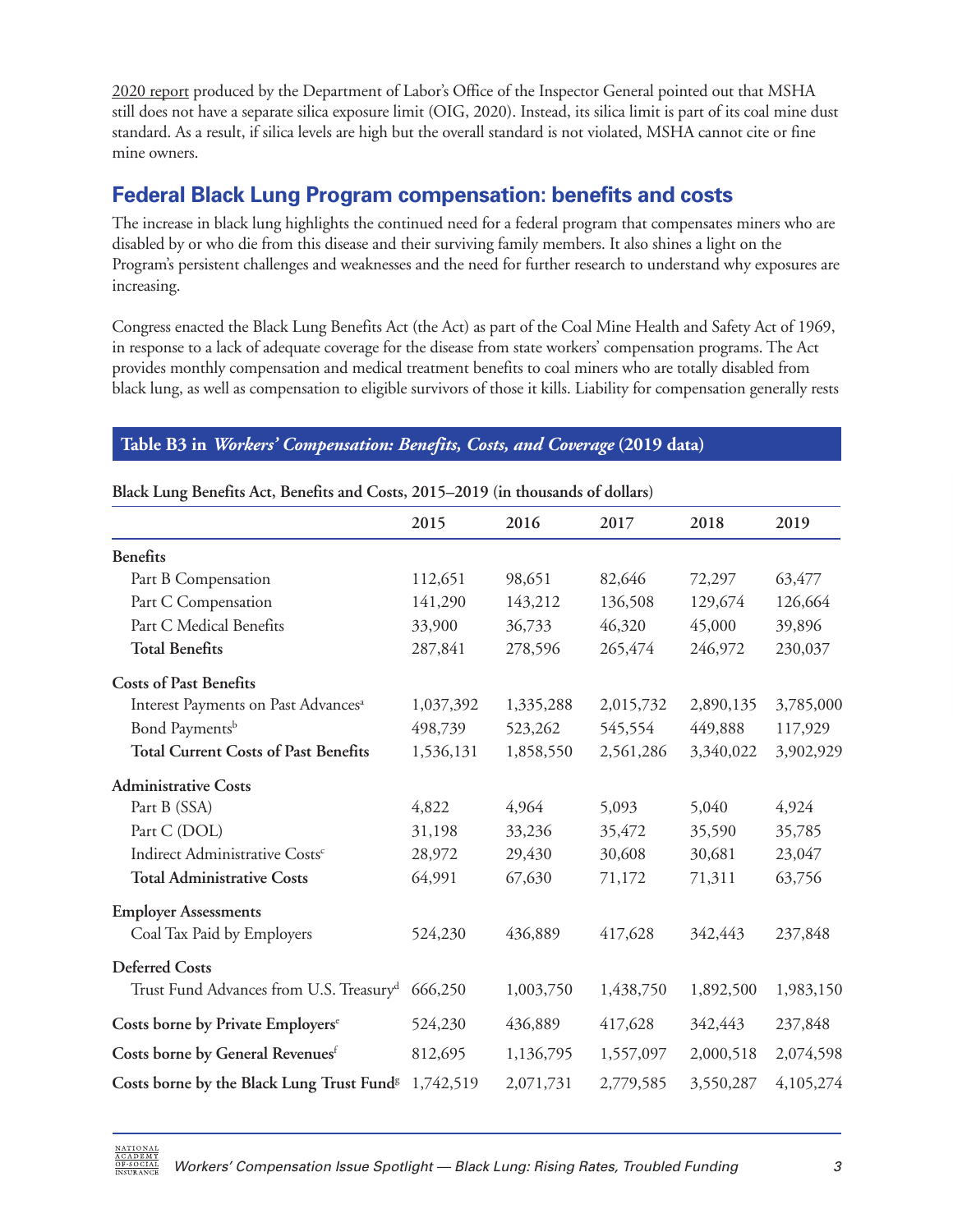2020 report produced by the Department of Labor's Office of the Inspector General pointed out that MSHA still does not have a separate silica exposure limit (OIG, 2020). Instead, its silica limit is part of its coal mine dust standard. As a result, if silica levels are high but the overall standard is not violated, MSHA cannot cite or fine mine owners.

## Federal Black Lung Program compensation: benefits and costs

The increase in black lung highlights the continued need for a federal program that compensates miners who are disabled by or who die from this disease and their surviving family members. It also shines a light on the Program's persistent challenges and weaknesses and the need for further research to understand why exposures are increasing.

Congress enacted the Black Lung Benefits Act (the Act) as part of the Coal Mine Health and Safety Act of 1969, in response to a lack of adequate coverage for the disease from state workers' compensation programs. The Act provides monthly compensation and medical treatment benefits to coal miners who are totally disabled from black lung, as well as compensation to eligible survivors of those it kills. Liability for compensation generally rests

**Table B3 in *Workers' Compensation: Benefits, Costs, and Coverage* (2019 data)**

**Black Lung Benefits Act, Benefits and Costs, 2015–2019 (in thousands of dollars)**

| | 2015 | 2016 | 2017 | 2018 | 2019 |
|---|---|---|---|---|---|
| **Benefits** | | | | | |
| Part B Compensation | 112,651 | 98,651 | 82,646 | 72,297 | 63,477 |
| Part C Compensation | 141,290 | 143,212 | 136,508 | 129,674 | 126,664 |
| Part C Medical Benefits | 33,900 | 36,733 | 46,320 | 45,000 | 39,896 |
| **Total Benefits** | 287,841 | 278,596 | 265,474 | 246,972 | 230,037 |
| **Costs of Past Benefits** | | | | | |
| Interest Payments on Past Advances[a] | 1,037,392 | 1,335,288 | 2,015,732 | 2,890,135 | 3,785,000 |
| Bond Payments[b] | 498,739 | 523,262 | 545,554 | 449,888 | 117,929 |
| **Total Current Costs of Past Benefits** | 1,536,131 | 1,858,550 | 2,561,286 | 3,340,022 | 3,902,929 |
| **Administrative Costs** | | | | | |
| Part B (SSA) | 4,822 | 4,964 | 5,093 | 5,040 | 4,924 |
| Part C (DOL) | 31,198 | 33,236 | 35,472 | 35,590 | 35,785 |
| Indirect Administrative Costs[c] | 28,972 | 29,430 | 30,608 | 30,681 | 23,047 |
| **Total Administrative Costs** | 64,991 | 67,630 | 71,172 | 71,311 | 63,756 |
| **Employer Assessments** | | | | | |
| Coal Tax Paid by Employers | 524,230 | 436,889 | 417,628 | 342,443 | 237,848 |
| **Deferred Costs** | | | | | |
| Trust Fund Advances from U.S. Treasury[d] | 666,250 | 1,003,750 | 1,438,750 | 1,892,500 | 1,983,150 |
| **Costs borne by Private Employers[e]** | 524,230 | 436,889 | 417,628 | 342,443 | 237,848 |
| **Costs borne by General Revenues[f]** | 812,695 | 1,136,795 | 1,557,097 | 2,000,518 | 2,074,598 |
| **Costs borne by the Black Lung Trust Fund[g]** | 1,742,519 | 2,071,731 | 2,779,585 | 3,550,287 | 4,105,274 |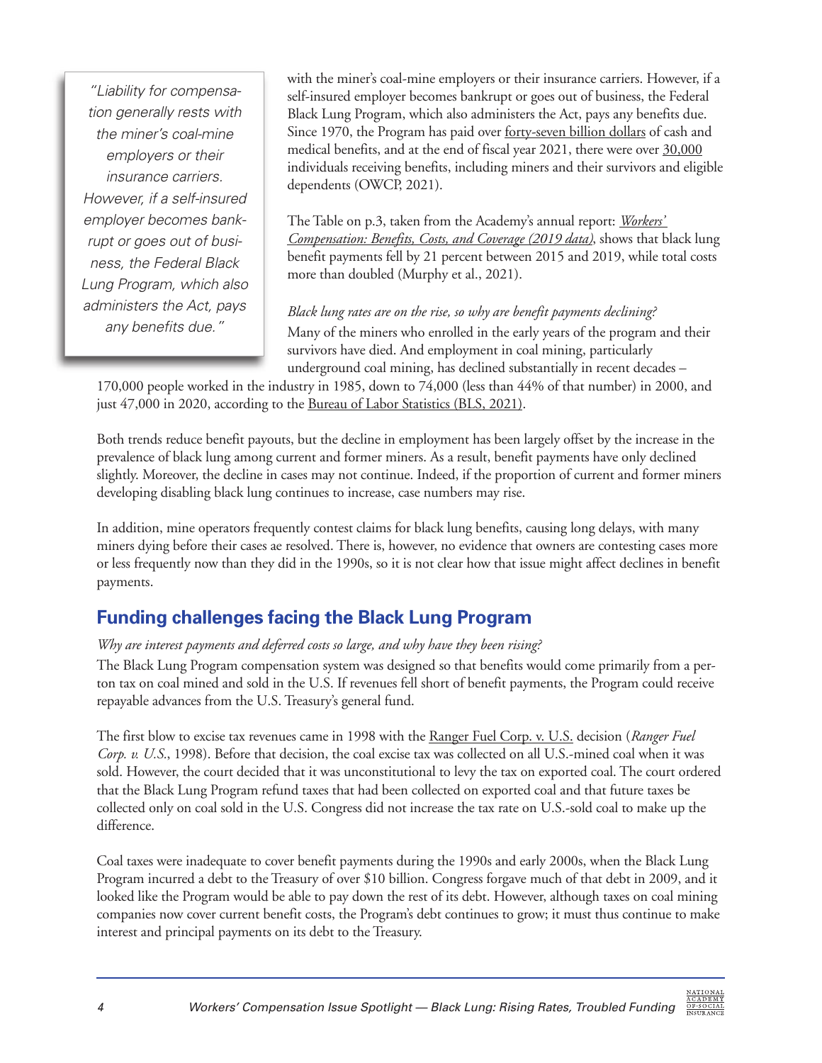> "Liability for compensation generally rests with the miner's coal-mine employers or their insurance carriers. However, if a self-insured employer becomes bankrupt or goes out of business, the Federal Black Lung Program, which also administers the Act, pays any benefits due."

with the miner's coal-mine employers or their insurance carriers. However, if a self-insured employer becomes bankrupt or goes out of business, the Federal Black Lung Program, which also administers the Act, pays any benefits due. Since 1970, the Program has paid over forty-seven billion dollars of cash and medical benefits, and at the end of fiscal year 2021, there were over 30,000 individuals receiving benefits, including miners and their survivors and eligible dependents (OWCP, 2021).

The Table on p.3, taken from the Academy's annual report: *Workers' Compensation: Benefits, Costs, and Coverage (2019 data)*, shows that black lung benefit payments fell by 21 percent between 2015 and 2019, while total costs more than doubled (Murphy et al., 2021).

*Black lung rates are on the rise, so why are benefit payments declining?*

Many of the miners who enrolled in the early years of the program and their survivors have died. And employment in coal mining, particularly underground coal mining, has declined substantially in recent decades – 170,000 people worked in the industry in 1985, down to 74,000 (less than 44% of that number) in 2000, and just 47,000 in 2020, according to the Bureau of Labor Statistics (BLS, 2021).

Both trends reduce benefit payouts, but the decline in employment has been largely offset by the increase in the prevalence of black lung among current and former miners. As a result, benefit payments have only declined slightly. Moreover, the decline in cases may not continue. Indeed, if the proportion of current and former miners developing disabling black lung continues to increase, case numbers may rise.

In addition, mine operators frequently contest claims for black lung benefits, causing long delays, with many miners dying before their cases ae resolved. There is, however, no evidence that owners are contesting cases more or less frequently now than they did in the 1990s, so it is not clear how that issue might affect declines in benefit payments.

## Funding challenges facing the Black Lung Program

*Why are interest payments and deferred costs so large, and why have they been rising?*

The Black Lung Program compensation system was designed so that benefits would come primarily from a per-ton tax on coal mined and sold in the U.S. If revenues fell short of benefit payments, the Program could receive repayable advances from the U.S. Treasury's general fund.

The first blow to excise tax revenues came in 1998 with the Ranger Fuel Corp. v. U.S. decision (*Ranger Fuel Corp. v. U.S.*, 1998). Before that decision, the coal excise tax was collected on all U.S.-mined coal when it was sold. However, the court decided that it was unconstitutional to levy the tax on exported coal. The court ordered that the Black Lung Program refund taxes that had been collected on exported coal and that future taxes be collected only on coal sold in the U.S. Congress did not increase the tax rate on U.S.-sold coal to make up the difference.

Coal taxes were inadequate to cover benefit payments during the 1990s and early 2000s, when the Black Lung Program incurred a debt to the Treasury of over $10 billion. Congress forgave much of that debt in 2009, and it looked like the Program would be able to pay down the rest of its debt. However, although taxes on coal mining companies now cover current benefit costs, the Program's debt continues to grow; it must thus continue to make interest and principal payments on its debt to the Treasury.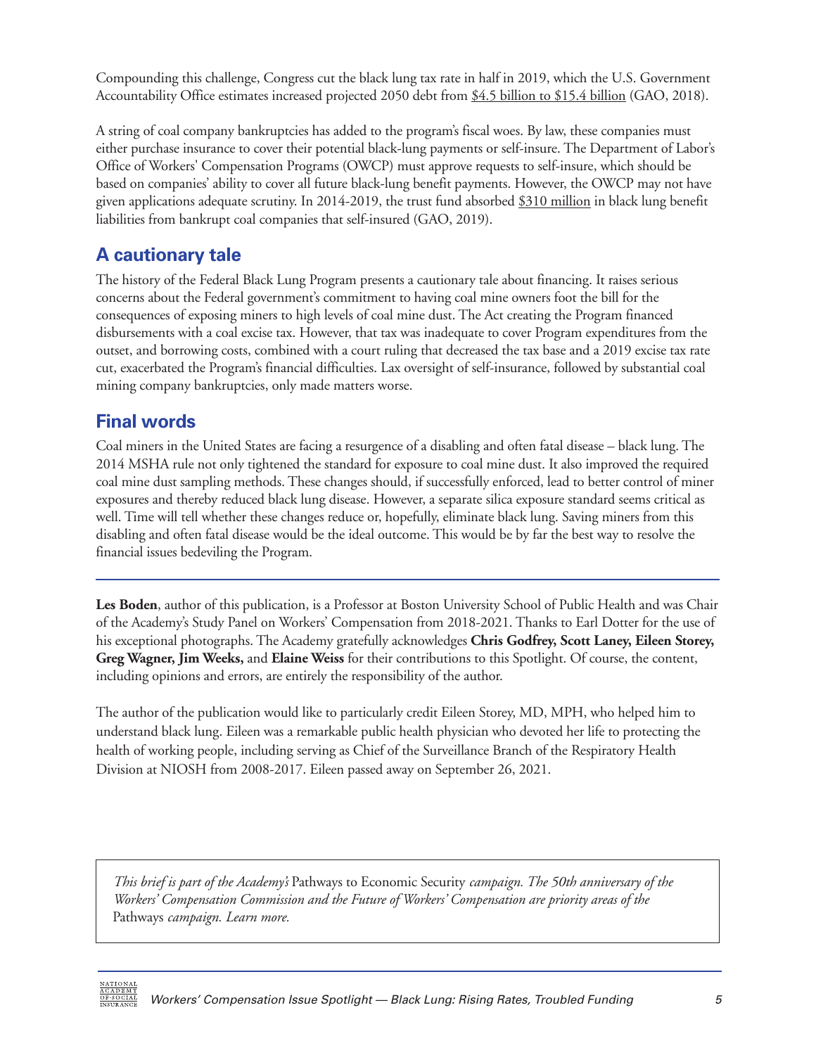Compounding this challenge, Congress cut the black lung tax rate in half in 2019, which the U.S. Government Accountability Office estimates increased projected 2050 debt from $4.5 billion to $15.4 billion (GAO, 2018).

A string of coal company bankruptcies has added to the program's fiscal woes. By law, these companies must either purchase insurance to cover their potential black-lung payments or self-insure. The Department of Labor's Office of Workers' Compensation Programs (OWCP) must approve requests to self-insure, which should be based on companies' ability to cover all future black-lung benefit payments. However, the OWCP may not have given applications adequate scrutiny. In 2014-2019, the trust fund absorbed $310 million in black lung benefit liabilities from bankrupt coal companies that self-insured (GAO, 2019).

## A cautionary tale

The history of the Federal Black Lung Program presents a cautionary tale about financing. It raises serious concerns about the Federal government's commitment to having coal mine owners foot the bill for the consequences of exposing miners to high levels of coal mine dust. The Act creating the Program financed disbursements with a coal excise tax. However, that tax was inadequate to cover Program expenditures from the outset, and borrowing costs, combined with a court ruling that decreased the tax base and a 2019 excise tax rate cut, exacerbated the Program's financial difficulties. Lax oversight of self-insurance, followed by substantial coal mining company bankruptcies, only made matters worse.

## Final words

Coal miners in the United States are facing a resurgence of a disabling and often fatal disease – black lung. The 2014 MSHA rule not only tightened the standard for exposure to coal mine dust. It also improved the required coal mine dust sampling methods. These changes should, if successfully enforced, lead to better control of miner exposures and thereby reduced black lung disease. However, a separate silica exposure standard seems critical as well. Time will tell whether these changes reduce or, hopefully, eliminate black lung. Saving miners from this disabling and often fatal disease would be the ideal outcome. This would be by far the best way to resolve the financial issues bedeviling the Program.

---

**Les Boden**, author of this publication, is a Professor at Boston University School of Public Health and was Chair of the Academy's Study Panel on Workers' Compensation from 2018-2021. Thanks to Earl Dotter for the use of his exceptional photographs. The Academy gratefully acknowledges **Chris Godfrey, Scott Laney, Eileen Storey, Greg Wagner, Jim Weeks,** and **Elaine Weiss** for their contributions to this Spotlight. Of course, the content, including opinions and errors, are entirely the responsibility of the author.

The author of the publication would like to particularly credit Eileen Storey, MD, MPH, who helped him to understand black lung. Eileen was a remarkable public health physician who devoted her life to protecting the health of working people, including serving as Chief of the Surveillance Branch of the Respiratory Health Division at NIOSH from 2008-2017. Eileen passed away on September 26, 2021.

*This brief is part of the Academy's* Pathways to Economic Security *campaign. The 50th anniversary of the Workers' Compensation Commission and the Future of Workers' Compensation are priority areas of the* Pathways *campaign. Learn more.*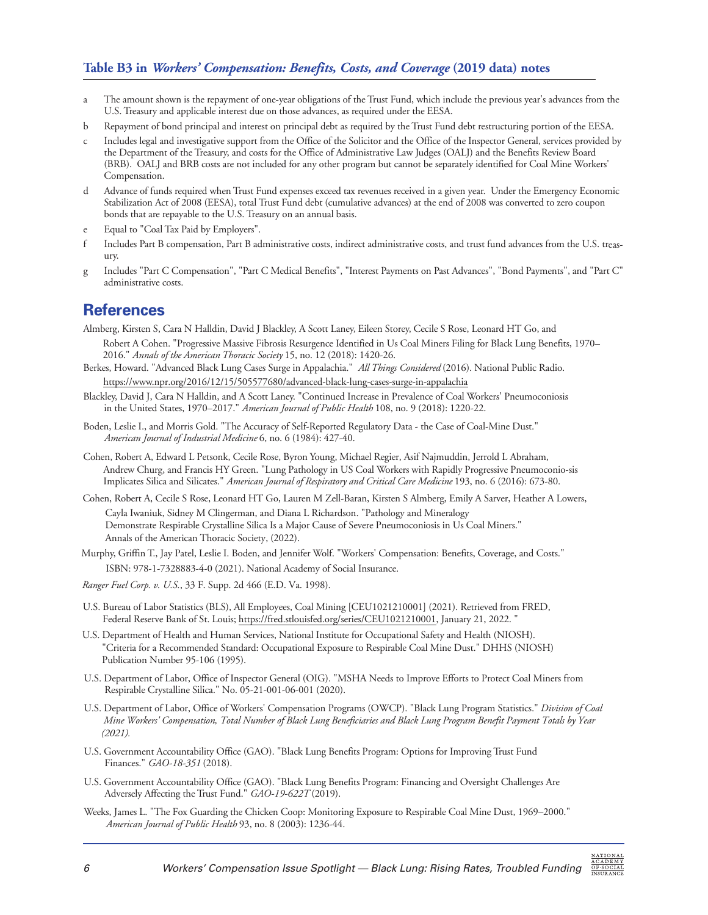## Table B3 in *Workers' Compensation: Benefits, Costs, and Coverage* (2019 data) notes

a  The amount shown is the repayment of one-year obligations of the Trust Fund, which include the previous year's advances from the U.S. Treasury and applicable interest due on those advances, as required under the EESA.

b  Repayment of bond principal and interest on principal debt as required by the Trust Fund debt restructuring portion of the EESA.

c  Includes legal and investigative support from the Office of the Solicitor and the Office of the Inspector General, services provided by the Department of the Treasury, and costs for the Office of Administrative Law Judges (OALJ) and the Benefits Review Board (BRB). OALJ and BRB costs are not included for any other program but cannot be separately identified for Coal Mine Workers' Compensation.

d  Advance of funds required when Trust Fund expenses exceed tax revenues received in a given year. Under the Emergency Economic Stabilization Act of 2008 (EESA), total Trust Fund debt (cumulative advances) at the end of 2008 was converted to zero coupon bonds that are repayable to the U.S. Treasury on an annual basis.

e  Equal to "Coal Tax Paid by Employers".

f  Includes Part B compensation, Part B administrative costs, indirect administrative costs, and trust fund advances from the U.S. treasury.

g  Includes "Part C Compensation", "Part C Medical Benefits", "Interest Payments on Past Advances", "Bond Payments", and "Part C" administrative costs.

# References

Almberg, Kirsten S, Cara N Halldin, David J Blackley, A Scott Laney, Eileen Storey, Cecile S Rose, Leonard HT Go, and Robert A Cohen. "Progressive Massive Fibrosis Resurgence Identified in Us Coal Miners Filing for Black Lung Benefits, 1970–2016." *Annals of the American Thoracic Society* 15, no. 12 (2018): 1420-26.

Berkes, Howard. "Advanced Black Lung Cases Surge in Appalachia." *All Things Considered* (2016). National Public Radio. https://www.npr.org/2016/12/15/505577680/advanced-black-lung-cases-surge-in-appalachia

Blackley, David J, Cara N Halldin, and A Scott Laney. "Continued Increase in Prevalence of Coal Workers' Pneumoconiosis in the United States, 1970–2017." *American Journal of Public Health* 108, no. 9 (2018): 1220-22.

Boden, Leslie I., and Morris Gold. "The Accuracy of Self-Reported Regulatory Data - the Case of Coal-Mine Dust." *American Journal of Industrial Medicine* 6, no. 6 (1984): 427-40.

Cohen, Robert A, Edward L Petsonk, Cecile Rose, Byron Young, Michael Regier, Asif Najmuddin, Jerrold L Abraham, Andrew Churg, and Francis HY Green. "Lung Pathology in US Coal Workers with Rapidly Progressive Pneumoconio-sis Implicates Silica and Silicates." *American Journal of Respiratory and Critical Care Medicine* 193, no. 6 (2016): 673-80.

Cohen, Robert A, Cecile S Rose, Leonard HT Go, Lauren M Zell-Baran, Kirsten S Almberg, Emily A Sarver, Heather A Lowers, Cayla Iwaniuk, Sidney M Clingerman, and Diana L Richardson. "Pathology and Mineralogy Demonstrate Respirable Crystalline Silica Is a Major Cause of Severe Pneumoconiosis in Us Coal Miners." Annals of the American Thoracic Society, (2022).

Murphy, Griffin T., Jay Patel, Leslie I. Boden, and Jennifer Wolf. "Workers' Compensation: Benefits, Coverage, and Costs." ISBN: 978-1-7328883-4-0 (2021). National Academy of Social Insurance.

*Ranger Fuel Corp. v. U.S.*, 33 F. Supp. 2d 466 (E.D. Va. 1998).

U.S. Bureau of Labor Statistics (BLS), All Employees, Coal Mining [CEU1021210001] (2021). Retrieved from FRED, Federal Reserve Bank of St. Louis; https://fred.stlouisfed.org/series/CEU1021210001, January 21, 2022. "

U.S. Department of Health and Human Services, National Institute for Occupational Safety and Health (NIOSH). "Criteria for a Recommended Standard: Occupational Exposure to Respirable Coal Mine Dust." DHHS (NIOSH) Publication Number 95-106 (1995).

U.S. Department of Labor, Office of Inspector General (OIG). "MSHA Needs to Improve Efforts to Protect Coal Miners from Respirable Crystalline Silica." No. 05-21-001-06-001 (2020).

U.S. Department of Labor, Office of Workers' Compensation Programs (OWCP). "Black Lung Program Statistics." *Division of Coal Mine Workers' Compensation, Total Number of Black Lung Beneficiaries and Black Lung Program Benefit Payment Totals by Year (2021).*

U.S. Government Accountability Office (GAO). "Black Lung Benefits Program: Options for Improving Trust Fund Finances." *GAO-18-351* (2018).

U.S. Government Accountability Office (GAO). "Black Lung Benefits Program: Financing and Oversight Challenges Are Adversely Affecting the Trust Fund." *GAO-19-622T* (2019).

Weeks, James L. "The Fox Guarding the Chicken Coop: Monitoring Exposure to Respirable Coal Mine Dust, 1969–2000." *American Journal of Public Health* 93, no. 8 (2003): 1236-44.